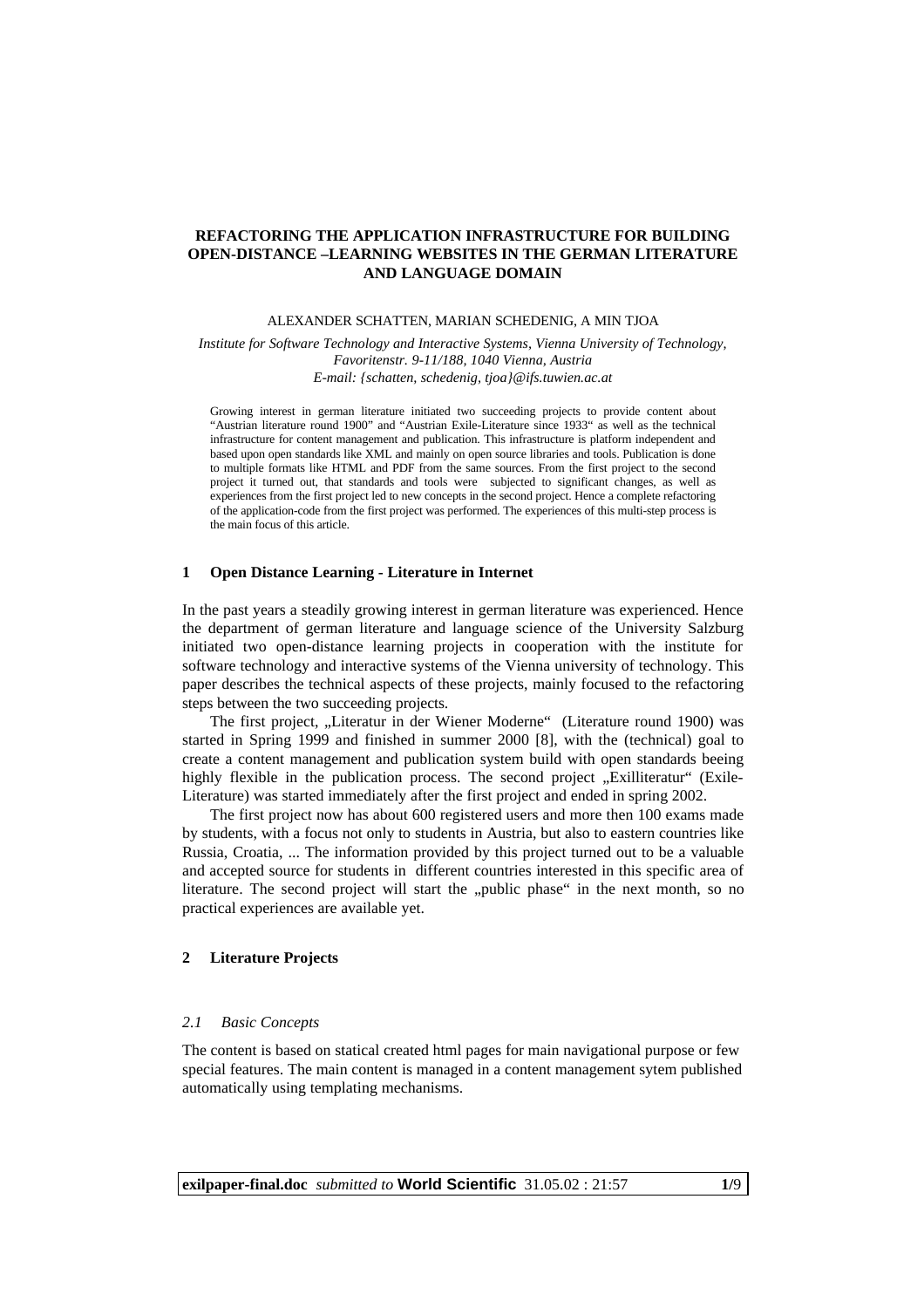# REFACTORING THE APPLICATION INFRASTRUCTURE FOR BUILDING OPEN-DISTANCE –LEARNING WEBSITES IN THE GERMAN LITERATURE AND LANGUAGE DOMAIN

ALEXANDER SCHATTEN, MARIAN SCHEDENIG, A MIN TJOA

*Institute for Software Technology and Interactive Systems, Vienna University of Technology, Favoritenstr. 9-11/188, 1040 Vienna, Austria*
*E-mail: {schatten, schedenig, tjoa}@ifs.tuwien.ac.at*

Growing interest in german literature initiated two succeeding projects to provide content about "Austrian literature round 1900" and "Austrian Exile-Literature since 1933" as well as the technical infrastructure for content management and publication. This infrastructure is platform independent and based upon open standards like XML and mainly on open source libraries and tools. Publication is done to multiple formats like HTML and PDF from the same sources. From the first project to the second project it turned out, that standards and tools were subjected to significant changes, as well as experiences from the first project led to new concepts in the second project. Hence a complete refactoring of the application-code from the first project was performed. The experiences of this multi-step process is the main focus of this article.

## 1 Open Distance Learning - Literature in Internet

In the past years a steadily growing interest in german literature was experienced. Hence the department of german literature and language science of the University Salzburg initiated two open-distance learning projects in cooperation with the institute for software technology and interactive systems of the Vienna university of technology. This paper describes the technical aspects of these projects, mainly focused to the refactoring steps between the two succeeding projects.

The first project, „Literatur in der Wiener Moderne" (Literature round 1900) was started in Spring 1999 and finished in summer 2000 [8], with the (technical) goal to create a content management and publication system build with open standards beeing highly flexible in the publication process. The second project „Exilliteratur" (Exile-Literature) was started immediately after the first project and ended in spring 2002.

The first project now has about 600 registered users and more then 100 exams made by students, with a focus not only to students in Austria, but also to eastern countries like Russia, Croatia, ... The information provided by this project turned out to be a valuable and accepted source for students in different countries interested in this specific area of literature. The second project will start the „public phase" in the next month, so no practical experiences are available yet.

## 2 Literature Projects

### 2.1 Basic Concepts

The content is based on statical created html pages for main navigational purpose or few special features. The main content is managed in a content management sytem published automatically using templating mechanisms.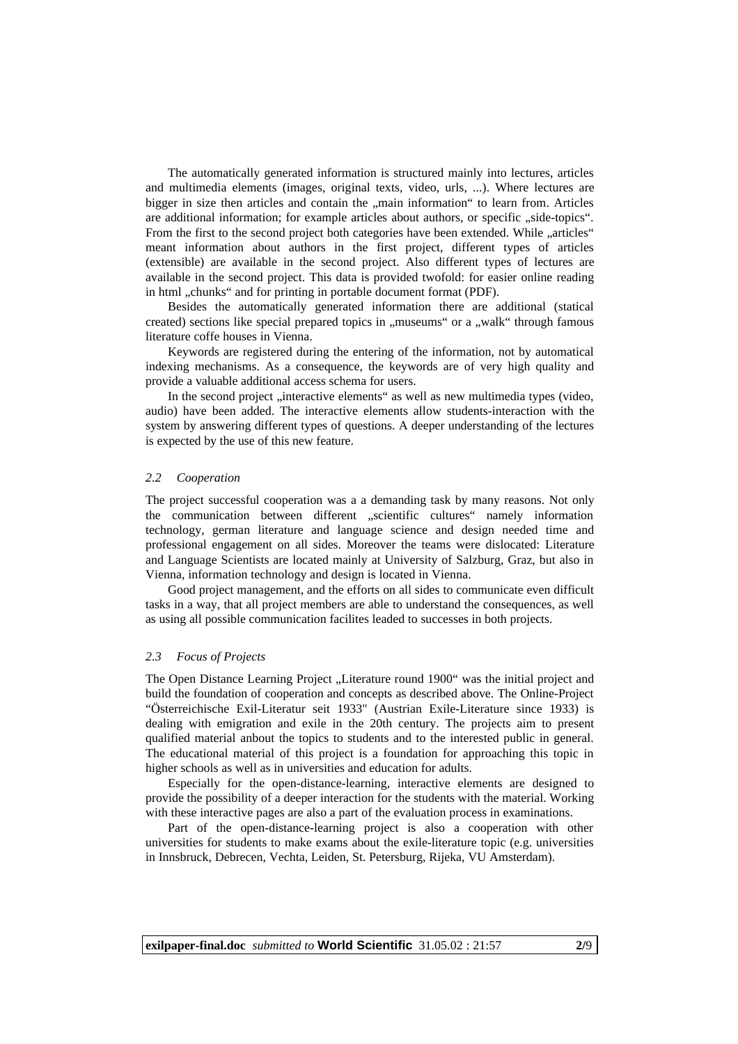The automatically generated information is structured mainly into lectures, articles and multimedia elements (images, original texts, video, urls, ...). Where lectures are bigger in size then articles and contain the „main information" to learn from. Articles are additional information; for example articles about authors, or specific „side-topics". From the first to the second project both categories have been extended. While „articles" meant information about authors in the first project, different types of articles (extensible) are available in the second project. Also different types of lectures are available in the second project. This data is provided twofold: for easier online reading in html „chunks" and for printing in portable document format (PDF).

Besides the automatically generated information there are additional (statical created) sections like special prepared topics in „museums" or a „walk" through famous literature coffe houses in Vienna.

Keywords are registered during the entering of the information, not by automatical indexing mechanisms. As a consequence, the keywords are of very high quality and provide a valuable additional access schema for users.

In the second project „interactive elements" as well as new multimedia types (video, audio) have been added. The interactive elements allow students-interaction with the system by answering different types of questions. A deeper understanding of the lectures is expected by the use of this new feature.

### *2.2 Cooperation*

The project successful cooperation was a a demanding task by many reasons. Not only the communication between different „scientific cultures" namely information technology, german literature and language science and design needed time and professional engagement on all sides. Moreover the teams were dislocated: Literature and Language Scientists are located mainly at University of Salzburg, Graz, but also in Vienna, information technology and design is located in Vienna.

Good project management, and the efforts on all sides to communicate even difficult tasks in a way, that all project members are able to understand the consequences, as well as using all possible communication facilites leaded to successes in both projects.

### *2.3 Focus of Projects*

The Open Distance Learning Project „Literature round 1900" was the initial project and build the foundation of cooperation and concepts as described above. The Online-Project "Österreichische Exil-Literatur seit 1933" (Austrian Exile-Literature since 1933) is dealing with emigration and exile in the 20th century. The projects aim to present qualified material anbout the topics to students and to the interested public in general. The educational material of this project is a foundation for approaching this topic in higher schools as well as in universities and education for adults.

Especially for the open-distance-learning, interactive elements are designed to provide the possibility of a deeper interaction for the students with the material. Working with these interactive pages are also a part of the evaluation process in examinations.

Part of the open-distance-learning project is also a cooperation with other universities for students to make exams about the exile-literature topic (e.g. universities in Innsbruck, Debrecen, Vechta, Leiden, St. Petersburg, Rijeka, VU Amsterdam).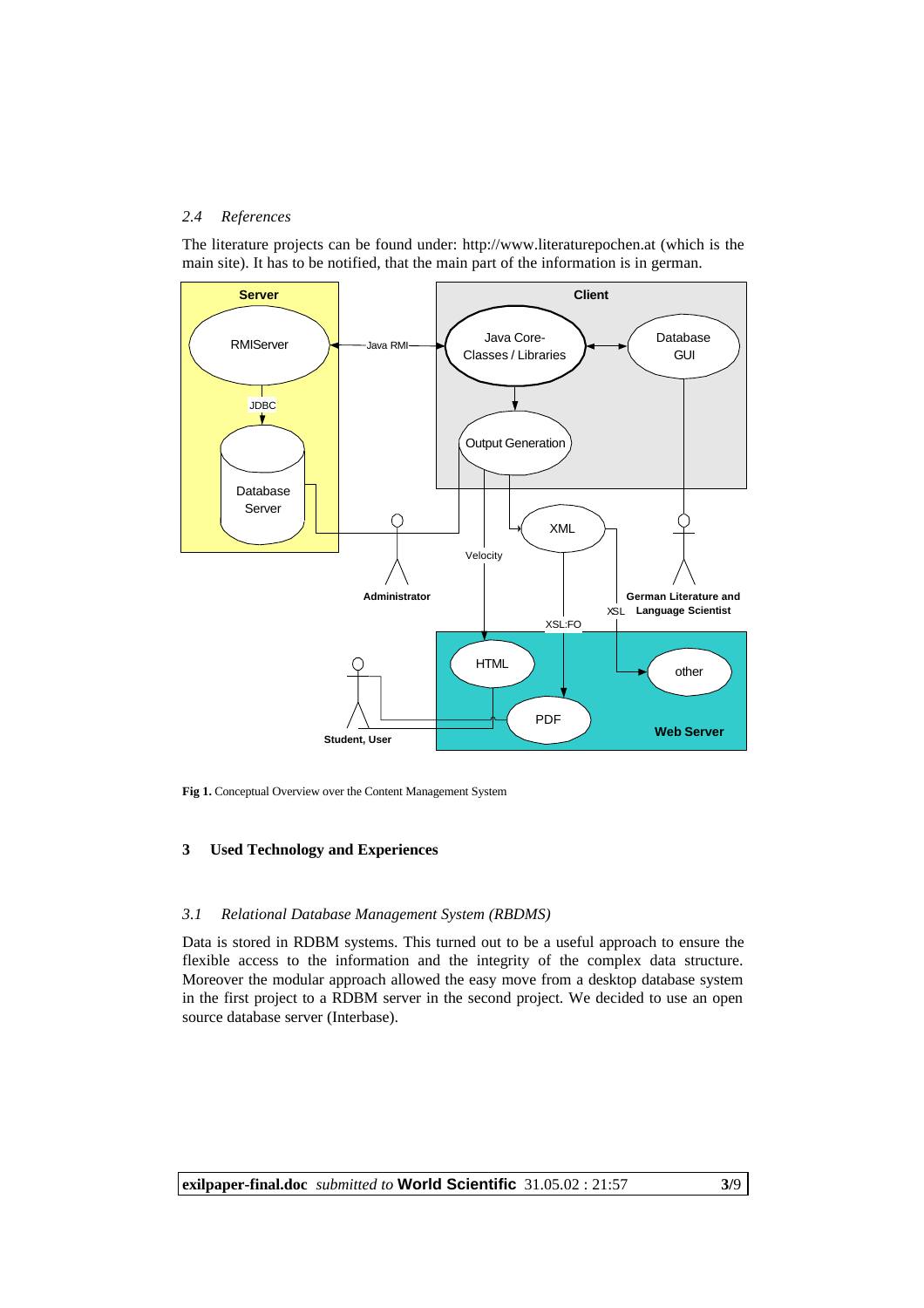### 2.4 References

The literature projects can be found under: http://www.literaturepochen.at (which is the main site). It has to be notified, that the main part of the information is in german.

**Fig 1.** Conceptual Overview over the Content Management System

## 3 Used Technology and Experiences

### 3.1 Relational Database Management System (RBDMS)

Data is stored in RDBM systems. This turned out to be a useful approach to ensure the flexible access to the information and the integrity of the complex data structure. Moreover the modular approach allowed the easy move from a desktop database system in the first project to a RDBM server in the second project. We decided to use an open source database server (Interbase).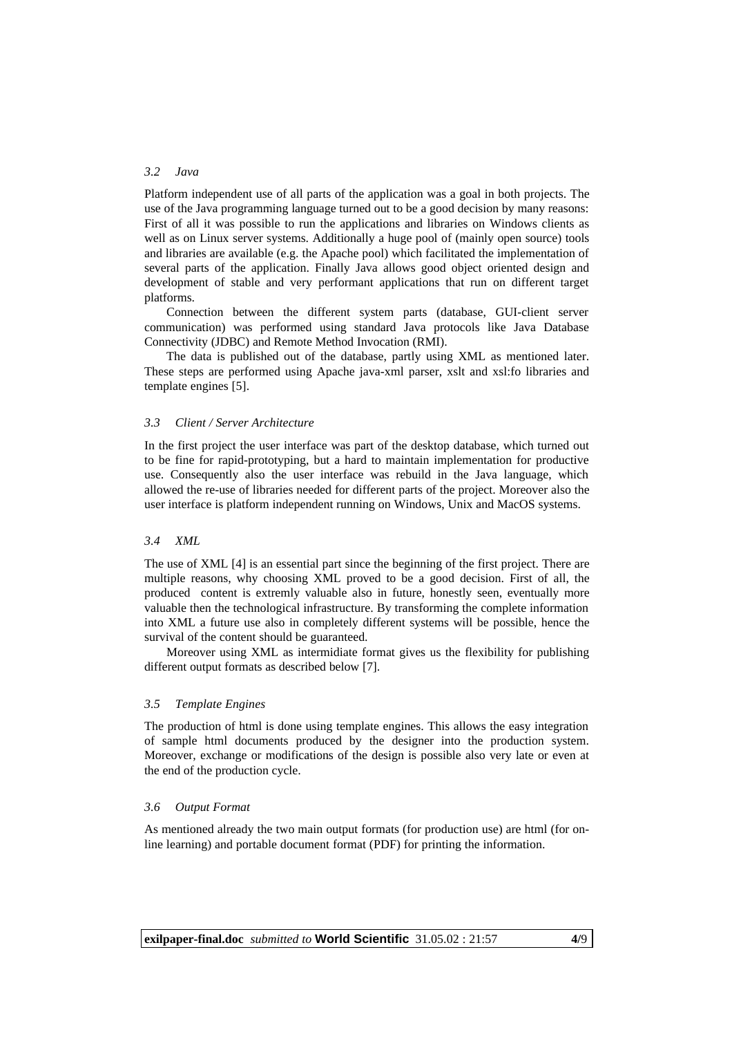### *3.2 Java*

Platform independent use of all parts of the application was a goal in both projects. The use of the Java programming language turned out to be a good decision by many reasons: First of all it was possible to run the applications and libraries on Windows clients as well as on Linux server systems. Additionally a huge pool of (mainly open source) tools and libraries are available (e.g. the Apache pool) which facilitated the implementation of several parts of the application. Finally Java allows good object oriented design and development of stable and very performant applications that run on different target platforms.

Connection between the different system parts (database, GUI-client server communication) was performed using standard Java protocols like Java Database Connectivity (JDBC) and Remote Method Invocation (RMI).

The data is published out of the database, partly using XML as mentioned later. These steps are performed using Apache java-xml parser, xslt and xsl:fo libraries and template engines [5].

### *3.3 Client / Server Architecture*

In the first project the user interface was part of the desktop database, which turned out to be fine for rapid-prototyping, but a hard to maintain implementation for productive use. Consequently also the user interface was rebuild in the Java language, which allowed the re-use of libraries needed for different parts of the project. Moreover also the user interface is platform independent running on Windows, Unix and MacOS systems.

### *3.4 XML*

The use of XML [4] is an essential part since the beginning of the first project. There are multiple reasons, why choosing XML proved to be a good decision. First of all, the produced content is extremly valuable also in future, honestly seen, eventually more valuable then the technological infrastructure. By transforming the complete information into XML a future use also in completely different systems will be possible, hence the survival of the content should be guaranteed.

Moreover using XML as intermidiate format gives us the flexibility for publishing different output formats as described below [7].

### *3.5 Template Engines*

The production of html is done using template engines. This allows the easy integration of sample html documents produced by the designer into the production system. Moreover, exchange or modifications of the design is possible also very late or even at the end of the production cycle.

### *3.6 Output Format*

As mentioned already the two main output formats (for production use) are html (for on-line learning) and portable document format (PDF) for printing the information.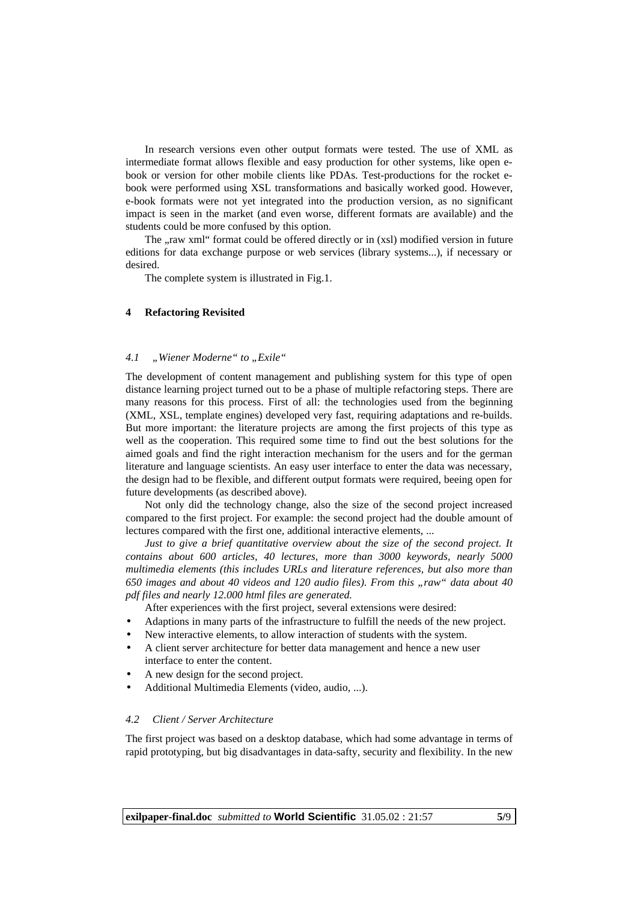In research versions even other output formats were tested. The use of XML as intermediate format allows flexible and easy production for other systems, like open e-book or version for other mobile clients like PDAs. Test-productions for the rocket e-book were performed using XSL transformations and basically worked good. However, e-book formats were not yet integrated into the production version, as no significant impact is seen in the market (and even worse, different formats are available) and the students could be more confused by this option.

The „raw xml“ format could be offered directly or in (xsl) modified version in future editions for data exchange purpose or web services (library systems...), if necessary or desired.

The complete system is illustrated in Fig.1.

## 4 Refactoring Revisited

### *4.1 „Wiener Moderne“ to „Exile“*

The development of content management and publishing system for this type of open distance learning project turned out to be a phase of multiple refactoring steps. There are many reasons for this process. First of all: the technologies used from the beginning (XML, XSL, template engines) developed very fast, requiring adaptations and re-builds. But more important: the literature projects are among the first projects of this type as well as the cooperation. This required some time to find out the best solutions for the aimed goals and find the right interaction mechanism for the users and for the german literature and language scientists. An easy user interface to enter the data was necessary, the design had to be flexible, and different output formats were required, beeing open for future developments (as described above).

Not only did the technology change, also the size of the second project increased compared to the first project. For example: the second project had the double amount of lectures compared with the first one, additional interactive elements, ...

*Just to give a brief quantitative overview about the size of the second project. It contains about 600 articles, 40 lectures, more than 3000 keywords, nearly 5000 multimedia elements (this includes URLs and literature references, but also more than 650 images and about 40 videos and 120 audio files). From this „raw“ data about 40 pdf files and nearly 12.000 html files are generated.*

After experiences with the first project, several extensions were desired:

- Adaptions in many parts of the infrastructure to fulfill the needs of the new project.
- New interactive elements, to allow interaction of students with the system.
- A client server architecture for better data management and hence a new user interface to enter the content.
- A new design for the second project.
- Additional Multimedia Elements (video, audio, ...).

### *4.2 Client / Server Architecture*

The first project was based on a desktop database, which had some advantage in terms of rapid prototyping, but big disadvantages in data-safty, security and flexibility. In the new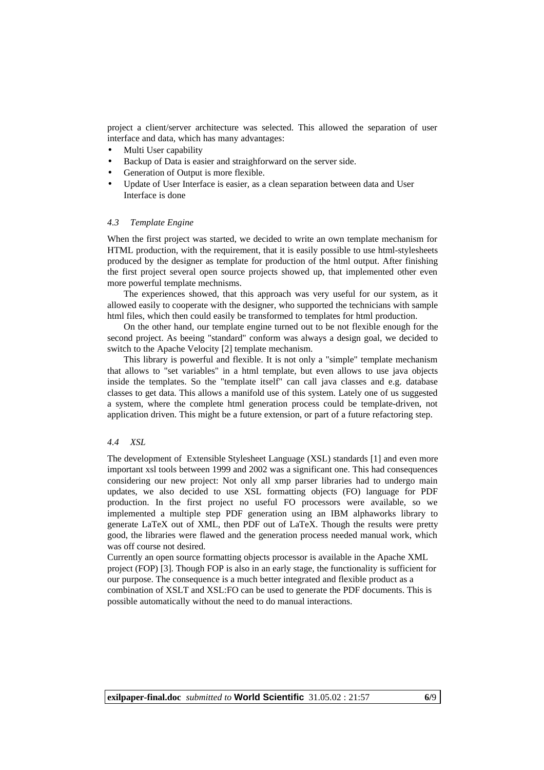project a client/server architecture was selected. This allowed the separation of user interface and data, which has many advantages:

- Multi User capability
- Backup of Data is easier and straighforward on the server side.
- Generation of Output is more flexible.
- Update of User Interface is easier, as a clean separation between data and User Interface is done

### *4.3 Template Engine*

When the first project was started, we decided to write an own template mechanism for HTML production, with the requirement, that it is easily possible to use html-stylesheets produced by the designer as template for production of the html output. After finishing the first project several open source projects showed up, that implemented other even more powerful template mechnisms.

The experiences showed, that this approach was very useful for our system, as it allowed easily to cooperate with the designer, who supported the technicians with sample html files, which then could easily be transformed to templates for html production.

On the other hand, our template engine turned out to be not flexible enough for the second project. As beeing "standard" conform was always a design goal, we decided to switch to the Apache Velocity [2] template mechanism.

This library is powerful and flexible. It is not only a "simple" template mechanism that allows to "set variables" in a html template, but even allows to use java objects inside the templates. So the "template itself" can call java classes and e.g. database classes to get data. This allows a manifold use of this system. Lately one of us suggested a system, where the complete html generation process could be template-driven, not application driven. This might be a future extension, or part of a future refactoring step.

### *4.4 XSL*

The development of Extensible Stylesheet Language (XSL) standards [1] and even more important xsl tools between 1999 and 2002 was a significant one. This had consequences considering our new project: Not only all xmp parser libraries had to undergo main updates, we also decided to use XSL formatting objects (FO) language for PDF production. In the first project no useful FO processors were available, so we implemented a multiple step PDF generation using an IBM alphaworks library to generate LaTeX out of XML, then PDF out of LaTeX. Though the results were pretty good, the libraries were flawed and the generation process needed manual work, which was off course not desired.

Currently an open source formatting objects processor is available in the Apache XML project (FOP) [3]. Though FOP is also in an early stage, the functionality is sufficient for our purpose. The consequence is a much better integrated and flexible product as a combination of XSLT and XSL:FO can be used to generate the PDF documents. This is possible automatically without the need to do manual interactions.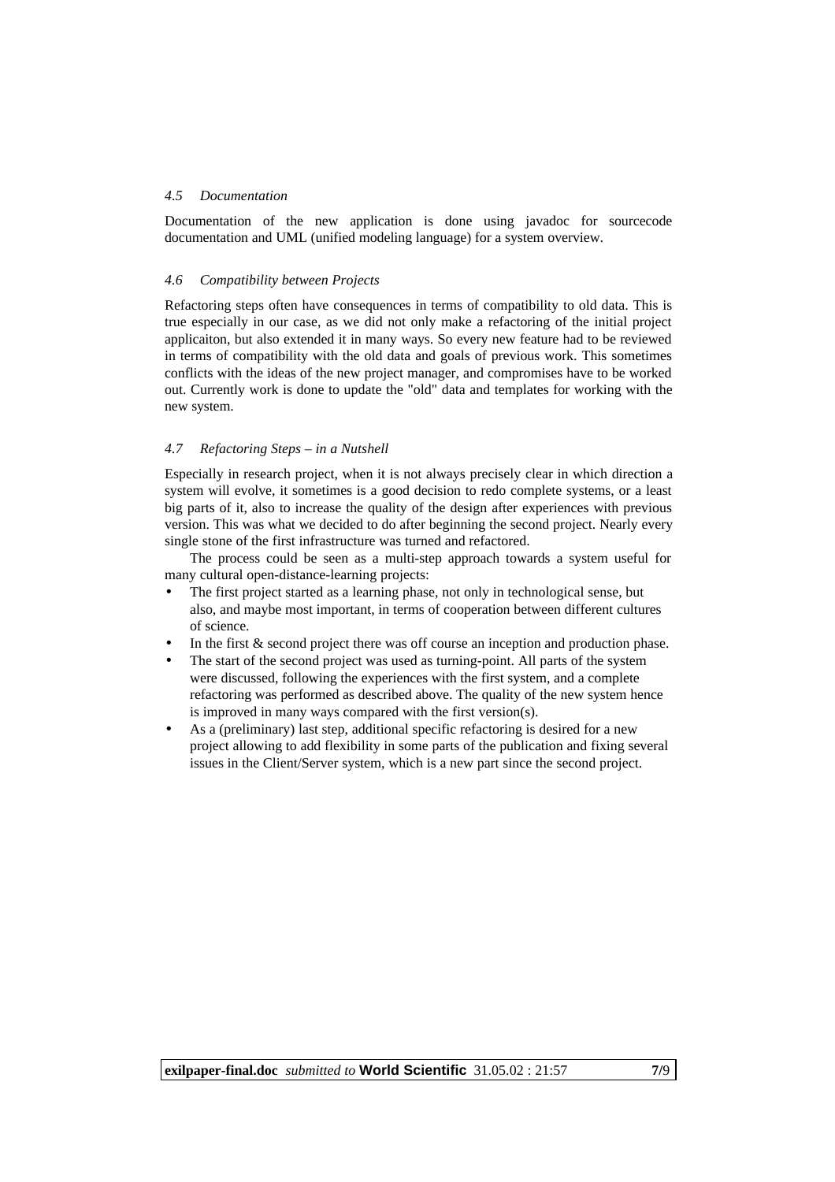### *4.5 Documentation*

Documentation of the new application is done using javadoc for sourcecode documentation and UML (unified modeling language) for a system overview.

### *4.6 Compatibility between Projects*

Refactoring steps often have consequences in terms of compatibility to old data. This is true especially in our case, as we did not only make a refactoring of the initial project applicaiton, but also extended it in many ways. So every new feature had to be reviewed in terms of compatibility with the old data and goals of previous work. This sometimes conflicts with the ideas of the new project manager, and compromises have to be worked out. Currently work is done to update the "old" data and templates for working with the new system.

### *4.7 Refactoring Steps – in a Nutshell*

Especially in research project, when it is not always precisely clear in which direction a system will evolve, it sometimes is a good decision to redo complete systems, or a least big parts of it, also to increase the quality of the design after experiences with previous version. This was what we decided to do after beginning the second project. Nearly every single stone of the first infrastructure was turned and refactored.

The process could be seen as a multi-step approach towards a system useful for many cultural open-distance-learning projects:

- The first project started as a learning phase, not only in technological sense, but also, and maybe most important, in terms of cooperation between different cultures of science.
- In the first & second project there was off course an inception and production phase.
- The start of the second project was used as turning-point. All parts of the system were discussed, following the experiences with the first system, and a complete refactoring was performed as described above. The quality of the new system hence is improved in many ways compared with the first version(s).
- As a (preliminary) last step, additional specific refactoring is desired for a new project allowing to add flexibility in some parts of the publication and fixing several issues in the Client/Server system, which is a new part since the second project.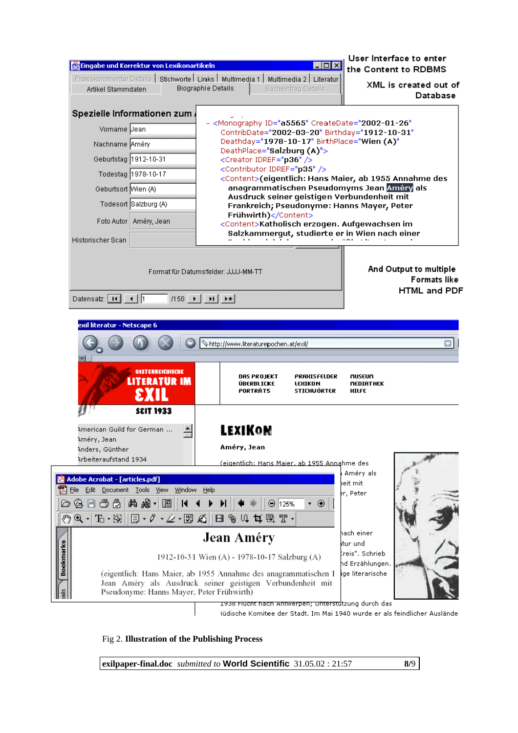User Interface to enter the Content to RDBMS

XML is created out of Database

And Output to multiple Formats like HTML and PDF

Fig 2. **Illustration of the Publishing Process**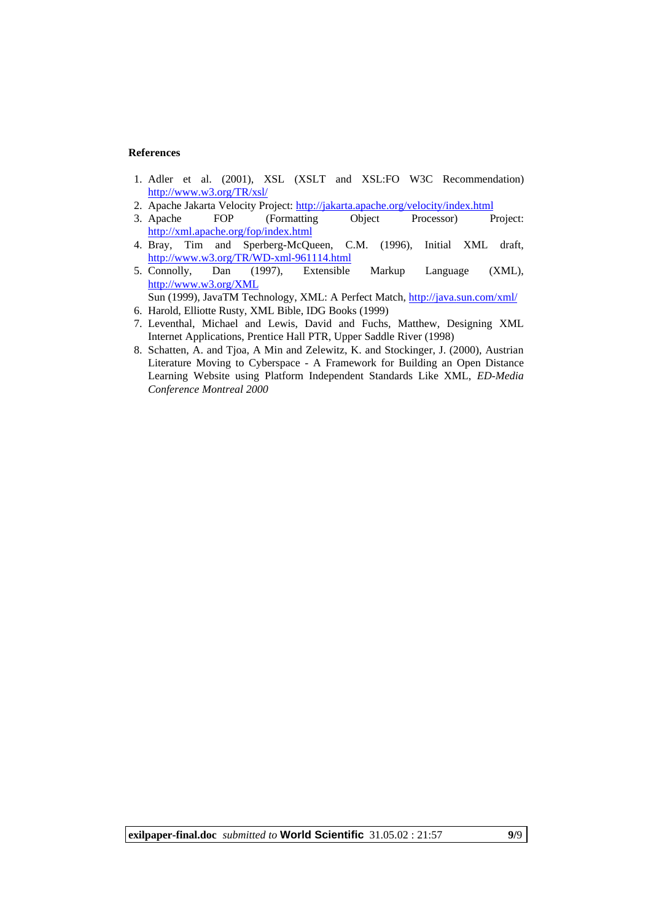**References**

1. Adler et al. (2001), XSL (XSLT and XSL:FO W3C Recommendation) http://www.w3.org/TR/xsl/
2. Apache Jakarta Velocity Project: http://jakarta.apache.org/velocity/index.html
3. Apache FOP (Formatting Object Processor) Project: http://xml.apache.org/fop/index.html
4. Bray, Tim and Sperberg-McQueen, C.M. (1996), Initial XML draft, http://www.w3.org/TR/WD-xml-961114.html
5. Connolly, Dan (1997), Extensible Markup Language (XML), http://www.w3.org/XML
   Sun (1999), JavaTM Technology, XML: A Perfect Match, http://java.sun.com/xml/
6. Harold, Elliotte Rusty, XML Bible, IDG Books (1999)
7. Leventhal, Michael and Lewis, David and Fuchs, Matthew, Designing XML Internet Applications, Prentice Hall PTR, Upper Saddle River (1998)
8. Schatten, A. and Tjoa, A Min and Zelewitz, K. and Stockinger, J. (2000), Austrian Literature Moving to Cyberspace - A Framework for Building an Open Distance Learning Website using Platform Independent Standards Like XML, *ED-Media Conference Montreal 2000*